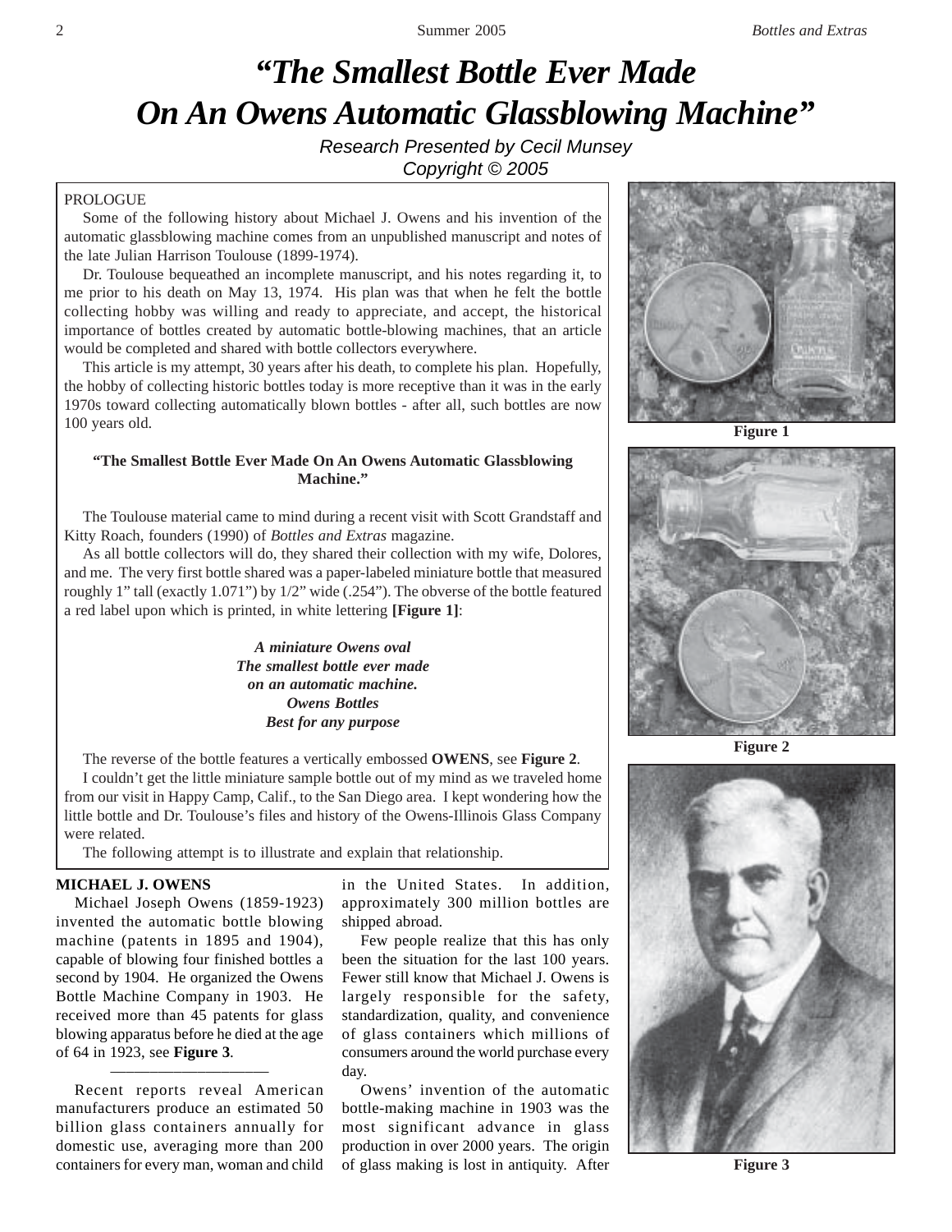# *"The Smallest Bottle Ever Made On An Owens Automatic Glassblowing Machine"*

*Research Presented by Cecil Munsey*
*Copyright © 2005*

PROLOGUE

Some of the following history about Michael J. Owens and his invention of the automatic glassblowing machine comes from an unpublished manuscript and notes of the late Julian Harrison Toulouse (1899-1974).

Dr. Toulouse bequeathed an incomplete manuscript, and his notes regarding it, to me prior to his death on May 13, 1974. His plan was that when he felt the bottle collecting hobby was willing and ready to appreciate, and accept, the historical importance of bottles created by automatic bottle-blowing machines, that an article would be completed and shared with bottle collectors everywhere.

This article is my attempt, 30 years after his death, to complete his plan. Hopefully, the hobby of collecting historic bottles today is more receptive than it was in the early 1970s toward collecting automatically blown bottles - after all, such bottles are now 100 years old.

**"The Smallest Bottle Ever Made On An Owens Automatic Glassblowing Machine."**

The Toulouse material came to mind during a recent visit with Scott Grandstaff and Kitty Roach, founders (1990) of *Bottles and Extras* magazine.

As all bottle collectors will do, they shared their collection with my wife, Dolores, and me. The very first bottle shared was a paper-labeled miniature bottle that measured roughly 1" tall (exactly 1.071") by 1/2" wide (.254"). The obverse of the bottle featured a red label upon which is printed, in white lettering **[Figure 1]**:

***A miniature Owens oval***
***The smallest bottle ever made***
***on an automatic machine.***
***Owens Bottles***
***Best for any purpose***

The reverse of the bottle features a vertically embossed **OWENS**, see **Figure 2**.

I couldn't get the little miniature sample bottle out of my mind as we traveled home from our visit in Happy Camp, Calif., to the San Diego area. I kept wondering how the little bottle and Dr. Toulouse's files and history of the Owens-Illinois Glass Company were related.

The following attempt is to illustrate and explain that relationship.

**Figure 1**

**Figure 2**

**Figure 3**

**MICHAEL J. OWENS**

Michael Joseph Owens (1859-1923) invented the automatic bottle blowing machine (patents in 1895 and 1904), capable of blowing four finished bottles a second by 1904. He organized the Owens Bottle Machine Company in 1903. He received more than 45 patents for glass blowing apparatus before he died at the age of 64 in 1923, see **Figure 3**.

---

Recent reports reveal American manufacturers produce an estimated 50 billion glass containers annually for domestic use, averaging more than 200 containers for every man, woman and child in the United States. In addition, approximately 300 million bottles are shipped abroad.

Few people realize that this has only been the situation for the last 100 years. Fewer still know that Michael J. Owens is largely responsible for the safety, standardization, quality, and convenience of glass containers which millions of consumers around the world purchase every day.

Owens' invention of the automatic bottle-making machine in 1903 was the most significant advance in glass production in over 2000 years. The origin of glass making is lost in antiquity. After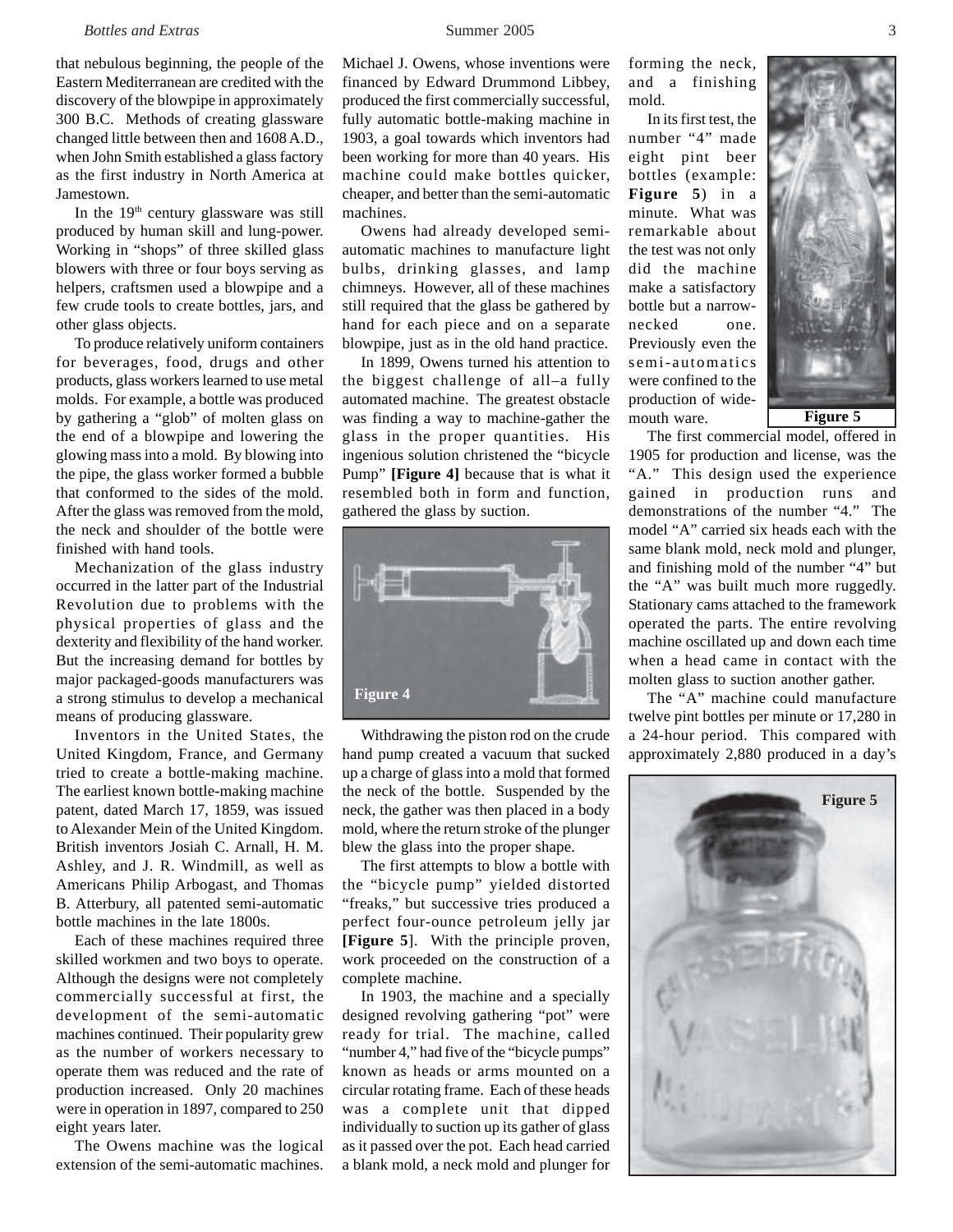that nebulous beginning, the people of the Eastern Mediterranean are credited with the discovery of the blowpipe in approximately 300 B.C. Methods of creating glassware changed little between then and 1608 A.D., when John Smith established a glass factory as the first industry in North America at Jamestown.

In the 19th century glassware was still produced by human skill and lung-power. Working in "shops" of three skilled glass blowers with three or four boys serving as helpers, craftsmen used a blowpipe and a few crude tools to create bottles, jars, and other glass objects.

To produce relatively uniform containers for beverages, food, drugs and other products, glass workers learned to use metal molds. For example, a bottle was produced by gathering a "glob" of molten glass on the end of a blowpipe and lowering the glowing mass into a mold. By blowing into the pipe, the glass worker formed a bubble that conformed to the sides of the mold. After the glass was removed from the mold, the neck and shoulder of the bottle were finished with hand tools.

Mechanization of the glass industry occurred in the latter part of the Industrial Revolution due to problems with the physical properties of glass and the dexterity and flexibility of the hand worker. But the increasing demand for bottles by major packaged-goods manufacturers was a strong stimulus to develop a mechanical means of producing glassware.

Inventors in the United States, the United Kingdom, France, and Germany tried to create a bottle-making machine. The earliest known bottle-making machine patent, dated March 17, 1859, was issued to Alexander Mein of the United Kingdom. British inventors Josiah C. Arnall, H. M. Ashley, and J. R. Windmill, as well as Americans Philip Arbogast, and Thomas B. Atterbury, all patented semi-automatic bottle machines in the late 1800s.

Each of these machines required three skilled workmen and two boys to operate. Although the designs were not completely commercially successful at first, the development of the semi-automatic machines continued. Their popularity grew as the number of workers necessary to operate them was reduced and the rate of production increased. Only 20 machines were in operation in 1897, compared to 250 eight years later.

The Owens machine was the logical extension of the semi-automatic machines. Michael J. Owens, whose inventions were financed by Edward Drummond Libbey, produced the first commercially successful, fully automatic bottle-making machine in 1903, a goal towards which inventors had been working for more than 40 years. His machine could make bottles quicker, cheaper, and better than the semi-automatic machines.

Owens had already developed semi-automatic machines to manufacture light bulbs, drinking glasses, and lamp chimneys. However, all of these machines still required that the glass be gathered by hand for each piece and on a separate blowpipe, just as in the old hand practice.

In 1899, Owens turned his attention to the biggest challenge of all–a fully automated machine. The greatest obstacle was finding a way to machine-gather the glass in the proper quantities. His ingenious solution christened the "bicycle Pump" **[Figure 4]** because that is what it resembled both in form and function, gathered the glass by suction.

Figure 4

Withdrawing the piston rod on the crude hand pump created a vacuum that sucked up a charge of glass into a mold that formed the neck of the bottle. Suspended by the neck, the gather was then placed in a body mold, where the return stroke of the plunger blew the glass into the proper shape.

The first attempts to blow a bottle with the "bicycle pump" yielded distorted "freaks," but successive tries produced a perfect four-ounce petroleum jelly jar **[Figure 5]**. With the principle proven, work proceeded on the construction of a complete machine.

In 1903, the machine and a specially designed revolving gathering "pot" were ready for trial. The machine, called "number 4," had five of the "bicycle pumps" known as heads or arms mounted on a circular rotating frame. Each of these heads was a complete unit that dipped individually to suction up its gather of glass as it passed over the pot. Each head carried a blank mold, a neck mold and plunger for forming the neck, and a finishing mold.

In its first test, the number "4" made eight pint beer bottles (example: **Figure 5**) in a minute. What was remarkable about the test was not only did the machine make a satisfactory bottle but a narrow-necked one. Previously even the semi-automatics were confined to the production of wide-mouth ware.

Figure 5

The first commercial model, offered in 1905 for production and license, was the "A." This design used the experience gained in production runs and demonstrations of the number "4." The model "A" carried six heads each with the same blank mold, neck mold and plunger, and finishing mold of the number "4" but the "A" was built much more ruggedly. Stationary cams attached to the framework operated the parts. The entire revolving machine oscillated up and down each time when a head came in contact with the molten glass to suction another gather.

The "A" machine could manufacture twelve pint bottles per minute or 17,280 in a 24-hour period. This compared with approximately 2,880 produced in a day's

Figure 5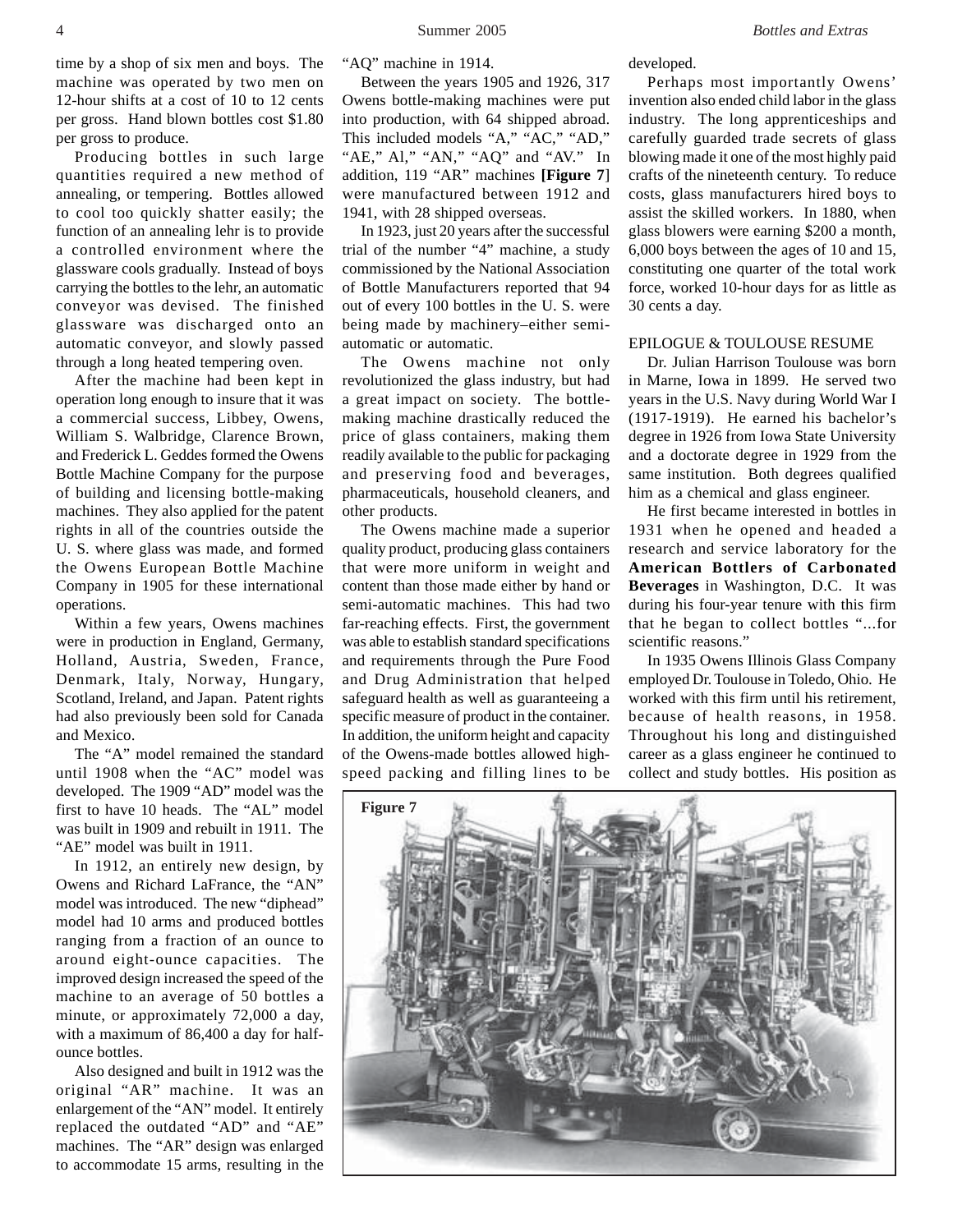time by a shop of six men and boys. The machine was operated by two men on 12-hour shifts at a cost of 10 to 12 cents per gross. Hand blown bottles cost $1.80 per gross to produce.

Producing bottles in such large quantities required a new method of annealing, or tempering. Bottles allowed to cool too quickly shatter easily; the function of an annealing lehr is to provide a controlled environment where the glassware cools gradually. Instead of boys carrying the bottles to the lehr, an automatic conveyor was devised. The finished glassware was discharged onto an automatic conveyor, and slowly passed through a long heated tempering oven.

After the machine had been kept in operation long enough to insure that it was a commercial success, Libbey, Owens, William S. Walbridge, Clarence Brown, and Frederick L. Geddes formed the Owens Bottle Machine Company for the purpose of building and licensing bottle-making machines. They also applied for the patent rights in all of the countries outside the U. S. where glass was made, and formed the Owens European Bottle Machine Company in 1905 for these international operations.

Within a few years, Owens machines were in production in England, Germany, Holland, Austria, Sweden, France, Denmark, Italy, Norway, Hungary, Scotland, Ireland, and Japan. Patent rights had also previously been sold for Canada and Mexico.

The "A" model remained the standard until 1908 when the "AC" model was developed. The 1909 "AD" model was the first to have 10 heads. The "AL" model was built in 1909 and rebuilt in 1911. The "AE" model was built in 1911.

In 1912, an entirely new design, by Owens and Richard LaFrance, the "AN" model was introduced. The new "diphead" model had 10 arms and produced bottles ranging from a fraction of an ounce to around eight-ounce capacities. The improved design increased the speed of the machine to an average of 50 bottles a minute, or approximately 72,000 a day, with a maximum of 86,400 a day for half-ounce bottles.

Also designed and built in 1912 was the original "AR" machine. It was an enlargement of the "AN" model. It entirely replaced the outdated "AD" and "AE" machines. The "AR" design was enlarged to accommodate 15 arms, resulting in the "AQ" machine in 1914.

Between the years 1905 and 1926, 317 Owens bottle-making machines were put into production, with 64 shipped abroad. This included models "A," "AC," "AD," "AE," Al," "AN," "AQ" and "AV." In addition, 119 "AR" machines **[Figure 7]** were manufactured between 1912 and 1941, with 28 shipped overseas.

In 1923, just 20 years after the successful trial of the number "4" machine, a study commissioned by the National Association of Bottle Manufacturers reported that 94 out of every 100 bottles in the U. S. were being made by machinery–either semi-automatic or automatic.

The Owens machine not only revolutionized the glass industry, but had a great impact on society. The bottle-making machine drastically reduced the price of glass containers, making them readily available to the public for packaging and preserving food and beverages, pharmaceuticals, household cleaners, and other products.

The Owens machine made a superior quality product, producing glass containers that were more uniform in weight and content than those made either by hand or semi-automatic machines. This had two far-reaching effects. First, the government was able to establish standard specifications and requirements through the Pure Food and Drug Administration that helped safeguard health as well as guaranteeing a specific measure of product in the container. In addition, the uniform height and capacity of the Owens-made bottles allowed high-speed packing and filling lines to be developed.

Perhaps most importantly Owens' invention also ended child labor in the glass industry. The long apprenticeships and carefully guarded trade secrets of glass blowing made it one of the most highly paid crafts of the nineteenth century. To reduce costs, glass manufacturers hired boys to assist the skilled workers. In 1880, when glass blowers were earning $200 a month, 6,000 boys between the ages of 10 and 15, constituting one quarter of the total work force, worked 10-hour days for as little as 30 cents a day.

## EPILOGUE & TOULOUSE RESUME

Dr. Julian Harrison Toulouse was born in Marne, Iowa in 1899. He served two years in the U.S. Navy during World War I (1917-1919). He earned his bachelor's degree in 1926 from Iowa State University and a doctorate degree in 1929 from the same institution. Both degrees qualified him as a chemical and glass engineer.

He first became interested in bottles in 1931 when he opened and headed a research and service laboratory for the **American Bottlers of Carbonated Beverages** in Washington, D.C. It was during his four-year tenure with this firm that he began to collect bottles "...for scientific reasons."

In 1935 Owens Illinois Glass Company employed Dr. Toulouse in Toledo, Ohio. He worked with this firm until his retirement, because of health reasons, in 1958. Throughout his long and distinguished career as a glass engineer he continued to collect and study bottles. His position as

**Figure 7**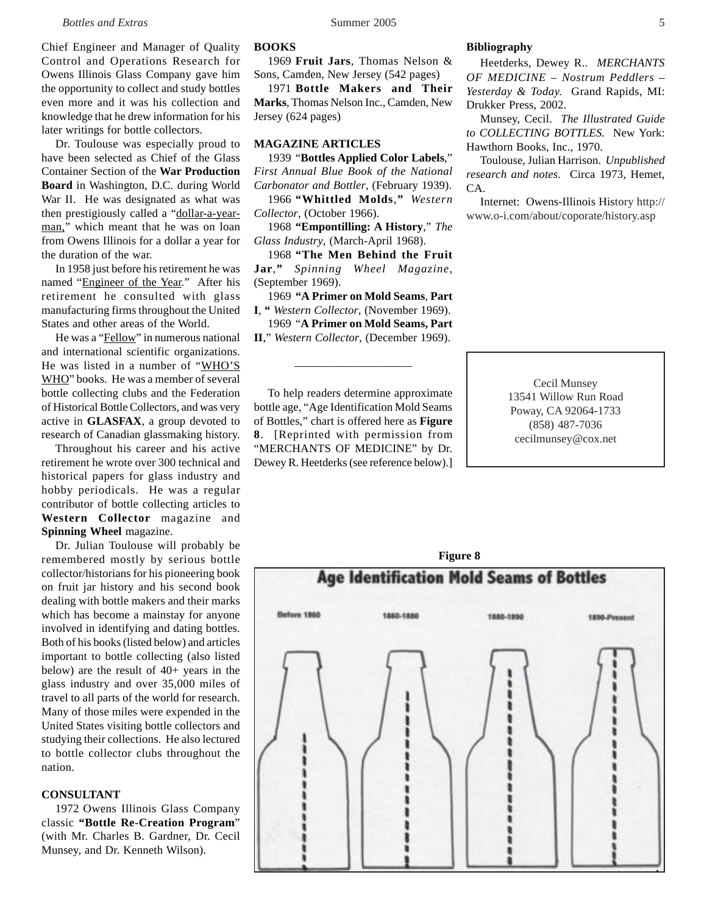Chief Engineer and Manager of Quality Control and Operations Research for Owens Illinois Glass Company gave him the opportunity to collect and study bottles even more and it was his collection and knowledge that he drew information for his later writings for bottle collectors.

Dr. Toulouse was especially proud to have been selected as Chief of the Glass Container Section of the **War Production Board** in Washington, D.C. during World War II. He was designated as what was then prestigiously called a "dollar-a-year-man," which meant that he was on loan from Owens Illinois for a dollar a year for the duration of the war.

In 1958 just before his retirement he was named "Engineer of the Year." After his retirement he consulted with glass manufacturing firms throughout the United States and other areas of the World.

He was a "Fellow" in numerous national and international scientific organizations. He was listed in a number of "WHO'S WHO" books. He was a member of several bottle collecting clubs and the Federation of Historical Bottle Collectors, and was very active in **GLASFAX**, a group devoted to research of Canadian glassmaking history.

Throughout his career and his active retirement he wrote over 300 technical and historical papers for glass industry and hobby periodicals. He was a regular contributor of bottle collecting articles to **Western Collector** magazine and **Spinning Wheel** magazine.

Dr. Julian Toulouse will probably be remembered mostly by serious bottle collector/historians for his pioneering book on fruit jar history and his second book dealing with bottle makers and their marks which has become a mainstay for anyone involved in identifying and dating bottles. Both of his books (listed below) and articles important to bottle collecting (also listed below) are the result of 40+ years in the glass industry and over 35,000 miles of travel to all parts of the world for research. Many of those miles were expended in the United States visiting bottle collectors and studying their collections. He also lectured to bottle collector clubs throughout the nation.

**CONSULTANT**

1972 Owens Illinois Glass Company classic **"Bottle Re-Creation Program"** (with Mr. Charles B. Gardner, Dr. Cecil Munsey, and Dr. Kenneth Wilson).

**BOOKS**

1969 **Fruit Jars**, Thomas Nelson & Sons, Camden, New Jersey (542 pages)

1971 **Bottle Makers and Their Marks**, Thomas Nelson Inc., Camden, New Jersey (624 pages)

**MAGAZINE ARTICLES**

1939 "**Bottles Applied Color Labels**," *First Annual Blue Book of the National Carbonator and Bottler*, (February 1939).

1966 **"Whittled Molds,"** *Western Collector*, (October 1966).

1968 **"Empontilling: A History**," *The Glass Industry*, (March-April 1968).

1968 **"The Men Behind the Fruit Jar,"** *Spinning Wheel Magazine*, (September 1969).

1969 **"A Primer on Mold Seams**, **Part I**, **"** *Western Collector*, (November 1969).

1969 "**A Primer on Mold Seams, Part II**," *Western Collector*, (December 1969).

---

To help readers determine approximate bottle age, "Age Identification Mold Seams of Bottles," chart is offered here as **Figure 8**. [Reprinted with permission from "MERCHANTS OF MEDICINE" by Dr. Dewey R. Heetderks (see reference below).]

**Bibliography**

Heetderks, Dewey R.. *MERCHANTS OF MEDICINE – Nostrum Peddlers – Yesterday & Today.* Grand Rapids, MI: Drukker Press, 2002.

Munsey, Cecil. *The Illustrated Guide to COLLECTING BOTTLES.* New York: Hawthorn Books, Inc., 1970.

Toulouse, Julian Harrison. *Unpublished research and notes.* Circa 1973, Hemet, CA.

Internet: Owens-Illinois History http://www.o-i.com/about/coporate/history.asp

Cecil Munsey
13541 Willow Run Road
Poway, CA 92064-1733
(858) 487-7036
cecilmunsey@cox.net

**Figure 8**

Age Identification Mold Seams of Bottles

Before 1860

1860-1880

1880-1890

1890-Present